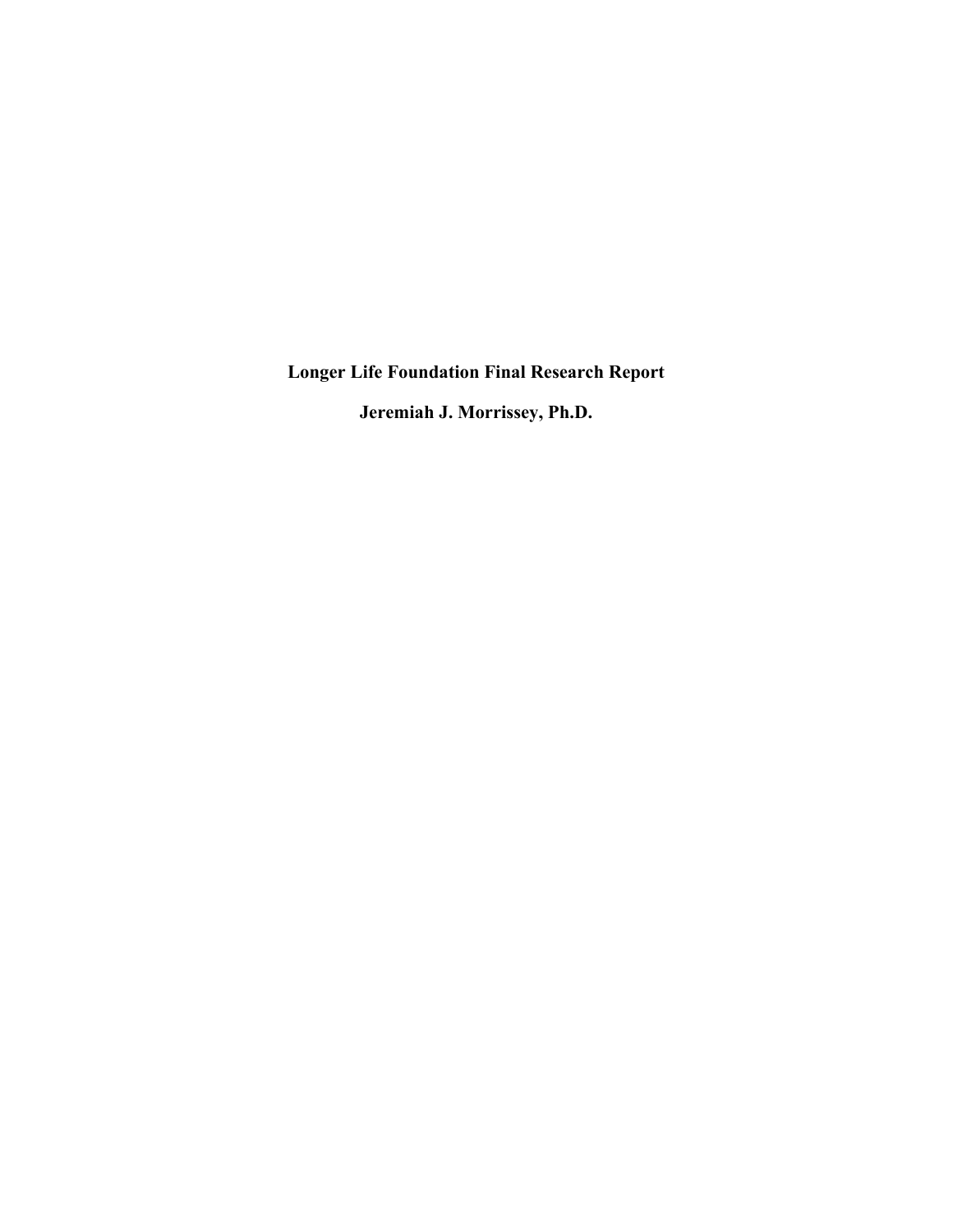# Longer Life Foundation Final Research Report

**Jeremiah J. Morrissey, Ph.D.**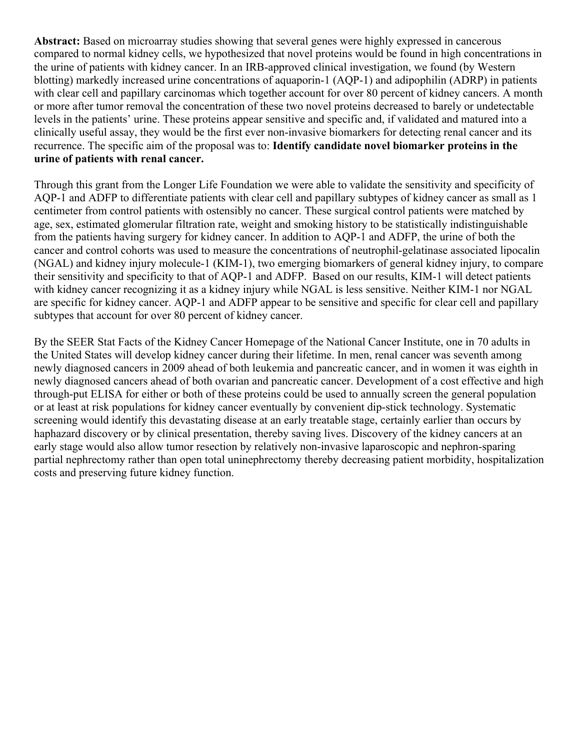**Abstract:** Based on microarray studies showing that several genes were highly expressed in cancerous compared to normal kidney cells, we hypothesized that novel proteins would be found in high concentrations in the urine of patients with kidney cancer. In an IRB-approved clinical investigation, we found (by Western blotting) markedly increased urine concentrations of aquaporin-1 (AQP-1) and adipophilin (ADRP) in patients with clear cell and papillary carcinomas which together account for over 80 percent of kidney cancers. A month or more after tumor removal the concentration of these two novel proteins decreased to barely or undetectable levels in the patients' urine. These proteins appear sensitive and specific and, if validated and matured into a clinically useful assay, they would be the first ever non-invasive biomarkers for detecting renal cancer and its recurrence. The specific aim of the proposal was to: **Identify candidate novel biomarker proteins in the urine of patients with renal cancer.**

Through this grant from the Longer Life Foundation we were able to validate the sensitivity and specificity of AQP-1 and ADFP to differentiate patients with clear cell and papillary subtypes of kidney cancer as small as 1 centimeter from control patients with ostensibly no cancer. These surgical control patients were matched by age, sex, estimated glomerular filtration rate, weight and smoking history to be statistically indistinguishable from the patients having surgery for kidney cancer. In addition to AQP-1 and ADFP, the urine of both the cancer and control cohorts was used to measure the concentrations of neutrophil-gelatinase associated lipocalin (NGAL) and kidney injury molecule-1 (KIM-1), two emerging biomarkers of general kidney injury, to compare their sensitivity and specificity to that of AQP-1 and ADFP. Based on our results, KIM-1 will detect patients with kidney cancer recognizing it as a kidney injury while NGAL is less sensitive. Neither KIM-1 nor NGAL are specific for kidney cancer. AQP-1 and ADFP appear to be sensitive and specific for clear cell and papillary subtypes that account for over 80 percent of kidney cancer.

By the SEER Stat Facts of the Kidney Cancer Homepage of the National Cancer Institute, one in 70 adults in the United States will develop kidney cancer during their lifetime. In men, renal cancer was seventh among newly diagnosed cancers in 2009 ahead of both leukemia and pancreatic cancer, and in women it was eighth in newly diagnosed cancers ahead of both ovarian and pancreatic cancer. Development of a cost effective and high through-put ELISA for either or both of these proteins could be used to annually screen the general population or at least at risk populations for kidney cancer eventually by convenient dip-stick technology. Systematic screening would identify this devastating disease at an early treatable stage, certainly earlier than occurs by haphazard discovery or by clinical presentation, thereby saving lives. Discovery of the kidney cancers at an early stage would also allow tumor resection by relatively non-invasive laparoscopic and nephron-sparing partial nephrectomy rather than open total uninephrectomy thereby decreasing patient morbidity, hospitalization costs and preserving future kidney function.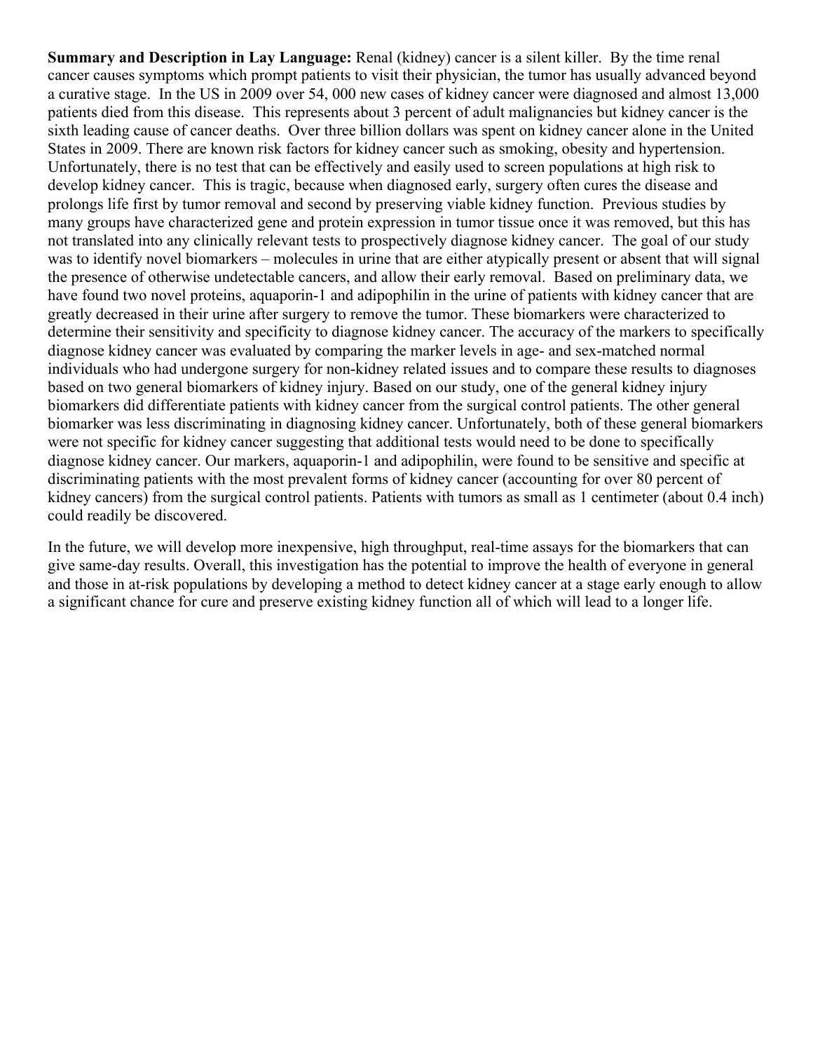**Summary and Description in Lay Language:** Renal (kidney) cancer is a silent killer. By the time renal cancer causes symptoms which prompt patients to visit their physician, the tumor has usually advanced beyond a curative stage. In the US in 2009 over 54, 000 new cases of kidney cancer were diagnosed and almost 13,000 patients died from this disease. This represents about 3 percent of adult malignancies but kidney cancer is the sixth leading cause of cancer deaths. Over three billion dollars was spent on kidney cancer alone in the United States in 2009. There are known risk factors for kidney cancer such as smoking, obesity and hypertension. Unfortunately, there is no test that can be effectively and easily used to screen populations at high risk to develop kidney cancer. This is tragic, because when diagnosed early, surgery often cures the disease and prolongs life first by tumor removal and second by preserving viable kidney function. Previous studies by many groups have characterized gene and protein expression in tumor tissue once it was removed, but this has not translated into any clinically relevant tests to prospectively diagnose kidney cancer. The goal of our study was to identify novel biomarkers – molecules in urine that are either atypically present or absent that will signal the presence of otherwise undetectable cancers, and allow their early removal. Based on preliminary data, we have found two novel proteins, aquaporin-1 and adipophilin in the urine of patients with kidney cancer that are greatly decreased in their urine after surgery to remove the tumor. These biomarkers were characterized to determine their sensitivity and specificity to diagnose kidney cancer. The accuracy of the markers to specifically diagnose kidney cancer was evaluated by comparing the marker levels in age- and sex-matched normal individuals who had undergone surgery for non-kidney related issues and to compare these results to diagnoses based on two general biomarkers of kidney injury. Based on our study, one of the general kidney injury biomarkers did differentiate patients with kidney cancer from the surgical control patients. The other general biomarker was less discriminating in diagnosing kidney cancer. Unfortunately, both of these general biomarkers were not specific for kidney cancer suggesting that additional tests would need to be done to specifically diagnose kidney cancer. Our markers, aquaporin-1 and adipophilin, were found to be sensitive and specific at discriminating patients with the most prevalent forms of kidney cancer (accounting for over 80 percent of kidney cancers) from the surgical control patients. Patients with tumors as small as 1 centimeter (about 0.4 inch) could readily be discovered.

In the future, we will develop more inexpensive, high throughput, real-time assays for the biomarkers that can give same-day results. Overall, this investigation has the potential to improve the health of everyone in general and those in at-risk populations by developing a method to detect kidney cancer at a stage early enough to allow a significant chance for cure and preserve existing kidney function all of which will lead to a longer life.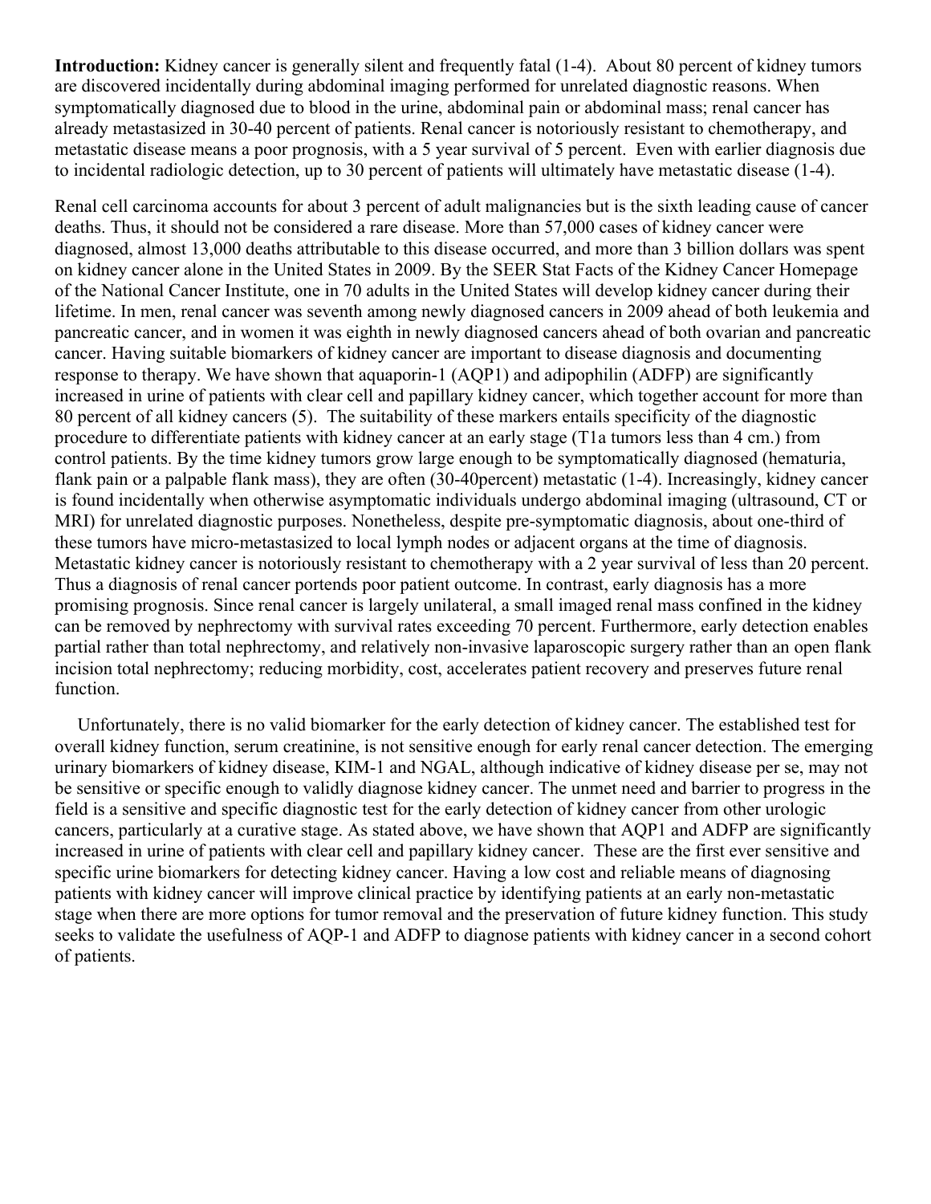**Introduction:** Kidney cancer is generally silent and frequently fatal (1-4). About 80 percent of kidney tumors are discovered incidentally during abdominal imaging performed for unrelated diagnostic reasons. When symptomatically diagnosed due to blood in the urine, abdominal pain or abdominal mass; renal cancer has already metastasized in 30-40 percent of patients. Renal cancer is notoriously resistant to chemotherapy, and metastatic disease means a poor prognosis, with a 5 year survival of 5 percent. Even with earlier diagnosis due to incidental radiologic detection, up to 30 percent of patients will ultimately have metastatic disease (1-4).

Renal cell carcinoma accounts for about 3 percent of adult malignancies but is the sixth leading cause of cancer deaths. Thus, it should not be considered a rare disease. More than 57,000 cases of kidney cancer were diagnosed, almost 13,000 deaths attributable to this disease occurred, and more than 3 billion dollars was spent on kidney cancer alone in the United States in 2009. By the SEER Stat Facts of the Kidney Cancer Homepage of the National Cancer Institute, one in 70 adults in the United States will develop kidney cancer during their lifetime. In men, renal cancer was seventh among newly diagnosed cancers in 2009 ahead of both leukemia and pancreatic cancer, and in women it was eighth in newly diagnosed cancers ahead of both ovarian and pancreatic cancer. Having suitable biomarkers of kidney cancer are important to disease diagnosis and documenting response to therapy. We have shown that aquaporin-1 (AQP1) and adipophilin (ADFP) are significantly increased in urine of patients with clear cell and papillary kidney cancer, which together account for more than 80 percent of all kidney cancers (5). The suitability of these markers entails specificity of the diagnostic procedure to differentiate patients with kidney cancer at an early stage (T1a tumors less than 4 cm.) from control patients. By the time kidney tumors grow large enough to be symptomatically diagnosed (hematuria, flank pain or a palpable flank mass), they are often (30-40percent) metastatic (1-4). Increasingly, kidney cancer is found incidentally when otherwise asymptomatic individuals undergo abdominal imaging (ultrasound, CT or MRI) for unrelated diagnostic purposes. Nonetheless, despite pre-symptomatic diagnosis, about one-third of these tumors have micro-metastasized to local lymph nodes or adjacent organs at the time of diagnosis. Metastatic kidney cancer is notoriously resistant to chemotherapy with a 2 year survival of less than 20 percent. Thus a diagnosis of renal cancer portends poor patient outcome. In contrast, early diagnosis has a more promising prognosis. Since renal cancer is largely unilateral, a small imaged renal mass confined in the kidney can be removed by nephrectomy with survival rates exceeding 70 percent. Furthermore, early detection enables partial rather than total nephrectomy, and relatively non-invasive laparoscopic surgery rather than an open flank incision total nephrectomy; reducing morbidity, cost, accelerates patient recovery and preserves future renal function.

Unfortunately, there is no valid biomarker for the early detection of kidney cancer. The established test for overall kidney function, serum creatinine, is not sensitive enough for early renal cancer detection. The emerging urinary biomarkers of kidney disease, KIM-1 and NGAL, although indicative of kidney disease per se, may not be sensitive or specific enough to validly diagnose kidney cancer. The unmet need and barrier to progress in the field is a sensitive and specific diagnostic test for the early detection of kidney cancer from other urologic cancers, particularly at a curative stage. As stated above, we have shown that AQP1 and ADFP are significantly increased in urine of patients with clear cell and papillary kidney cancer. These are the first ever sensitive and specific urine biomarkers for detecting kidney cancer. Having a low cost and reliable means of diagnosing patients with kidney cancer will improve clinical practice by identifying patients at an early non-metastatic stage when there are more options for tumor removal and the preservation of future kidney function. This study seeks to validate the usefulness of AQP-1 and ADFP to diagnose patients with kidney cancer in a second cohort of patients.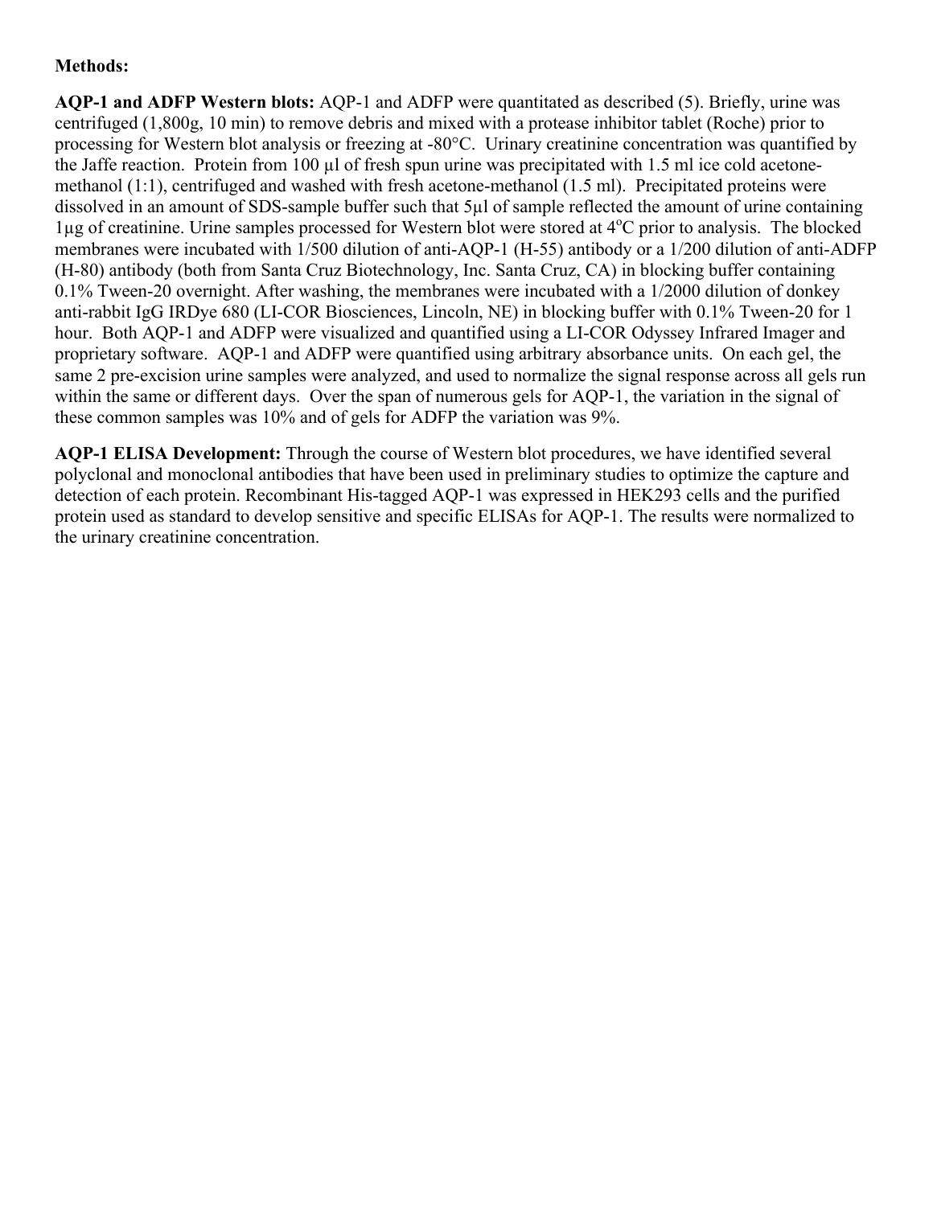**Methods:**

**AQP-1 and ADFP Western blots:** AQP-1 and ADFP were quantitated as described (5). Briefly, urine was centrifuged (1,800g, 10 min) to remove debris and mixed with a protease inhibitor tablet (Roche) prior to processing for Western blot analysis or freezing at -80°C. Urinary creatinine concentration was quantified by the Jaffe reaction. Protein from 100 µl of fresh spun urine was precipitated with 1.5 ml ice cold acetone-methanol (1:1), centrifuged and washed with fresh acetone-methanol (1.5 ml). Precipitated proteins were dissolved in an amount of SDS-sample buffer such that 5µl of sample reflected the amount of urine containing 1µg of creatinine. Urine samples processed for Western blot were stored at 4°C prior to analysis. The blocked membranes were incubated with 1/500 dilution of anti-AQP-1 (H-55) antibody or a 1/200 dilution of anti-ADFP (H-80) antibody (both from Santa Cruz Biotechnology, Inc. Santa Cruz, CA) in blocking buffer containing 0.1% Tween-20 overnight. After washing, the membranes were incubated with a 1/2000 dilution of donkey anti-rabbit IgG IRDye 680 (LI-COR Biosciences, Lincoln, NE) in blocking buffer with 0.1% Tween-20 for 1 hour. Both AQP-1 and ADFP were visualized and quantified using a LI-COR Odyssey Infrared Imager and proprietary software. AQP-1 and ADFP were quantified using arbitrary absorbance units. On each gel, the same 2 pre-excision urine samples were analyzed, and used to normalize the signal response across all gels run within the same or different days. Over the span of numerous gels for AQP-1, the variation in the signal of these common samples was 10% and of gels for ADFP the variation was 9%.

**AQP-1 ELISA Development:** Through the course of Western blot procedures, we have identified several polyclonal and monoclonal antibodies that have been used in preliminary studies to optimize the capture and detection of each protein. Recombinant His-tagged AQP-1 was expressed in HEK293 cells and the purified protein used as standard to develop sensitive and specific ELISAs for AQP-1. The results were normalized to the urinary creatinine concentration.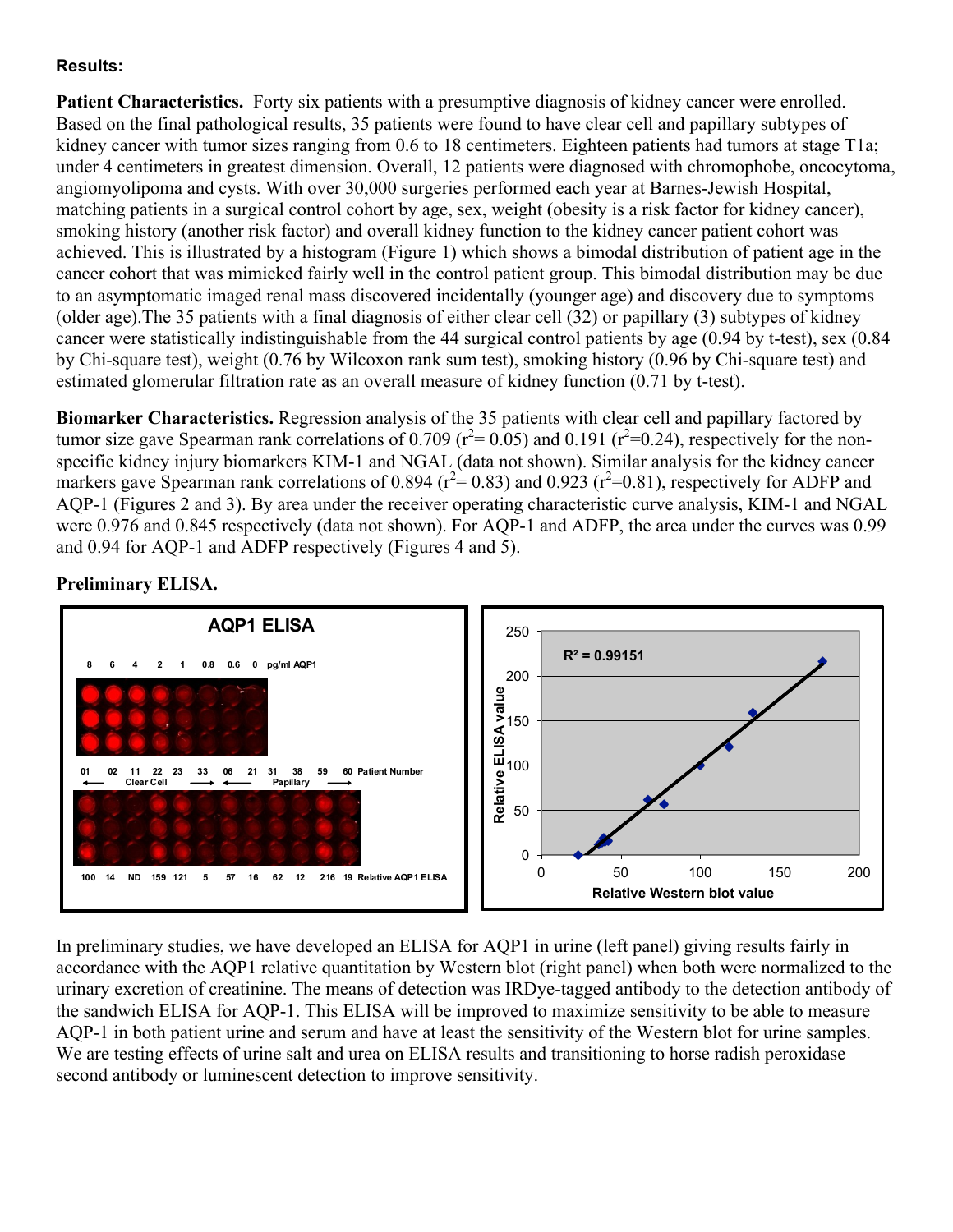**Results:**

**Patient Characteristics.** Forty six patients with a presumptive diagnosis of kidney cancer were enrolled. Based on the final pathological results, 35 patients were found to have clear cell and papillary subtypes of kidney cancer with tumor sizes ranging from 0.6 to 18 centimeters. Eighteen patients had tumors at stage T1a; under 4 centimeters in greatest dimension. Overall, 12 patients were diagnosed with chromophobe, oncocytoma, angiomyolipoma and cysts. With over 30,000 surgeries performed each year at Barnes-Jewish Hospital, matching patients in a surgical control cohort by age, sex, weight (obesity is a risk factor for kidney cancer), smoking history (another risk factor) and overall kidney function to the kidney cancer patient cohort was achieved. This is illustrated by a histogram (Figure 1) which shows a bimodal distribution of patient age in the cancer cohort that was mimicked fairly well in the control patient group. This bimodal distribution may be due to an asymptomatic imaged renal mass discovered incidentally (younger age) and discovery due to symptoms (older age).The 35 patients with a final diagnosis of either clear cell (32) or papillary (3) subtypes of kidney cancer were statistically indistinguishable from the 44 surgical control patients by age (0.94 by t-test), sex (0.84 by Chi-square test), weight (0.76 by Wilcoxon rank sum test), smoking history (0.96 by Chi-square test) and estimated glomerular filtration rate as an overall measure of kidney function (0.71 by t-test).

**Biomarker Characteristics.** Regression analysis of the 35 patients with clear cell and papillary factored by tumor size gave Spearman rank correlations of 0.709 ($r^2$= 0.05) and 0.191 ($r^2$=0.24), respectively for the non-specific kidney injury biomarkers KIM-1 and NGAL (data not shown). Similar analysis for the kidney cancer markers gave Spearman rank correlations of 0.894 ($r^2$= 0.83) and 0.923 ($r^2$=0.81), respectively for ADFP and AQP-1 (Figures 2 and 3). By area under the receiver operating characteristic curve analysis, KIM-1 and NGAL were 0.976 and 0.845 respectively (data not shown). For AQP-1 and ADFP, the area under the curves was 0.99 and 0.94 for AQP-1 and ADFP respectively (Figures 4 and 5).

**Preliminary ELISA.**

In preliminary studies, we have developed an ELISA for AQP1 in urine (left panel) giving results fairly in accordance with the AQP1 relative quantitation by Western blot (right panel) when both were normalized to the urinary excretion of creatinine. The means of detection was IRDye-tagged antibody to the detection antibody of the sandwich ELISA for AQP-1. This ELISA will be improved to maximize sensitivity to be able to measure AQP-1 in both patient urine and serum and have at least the sensitivity of the Western blot for urine samples. We are testing effects of urine salt and urea on ELISA results and transitioning to horse radish peroxidase second antibody or luminescent detection to improve sensitivity.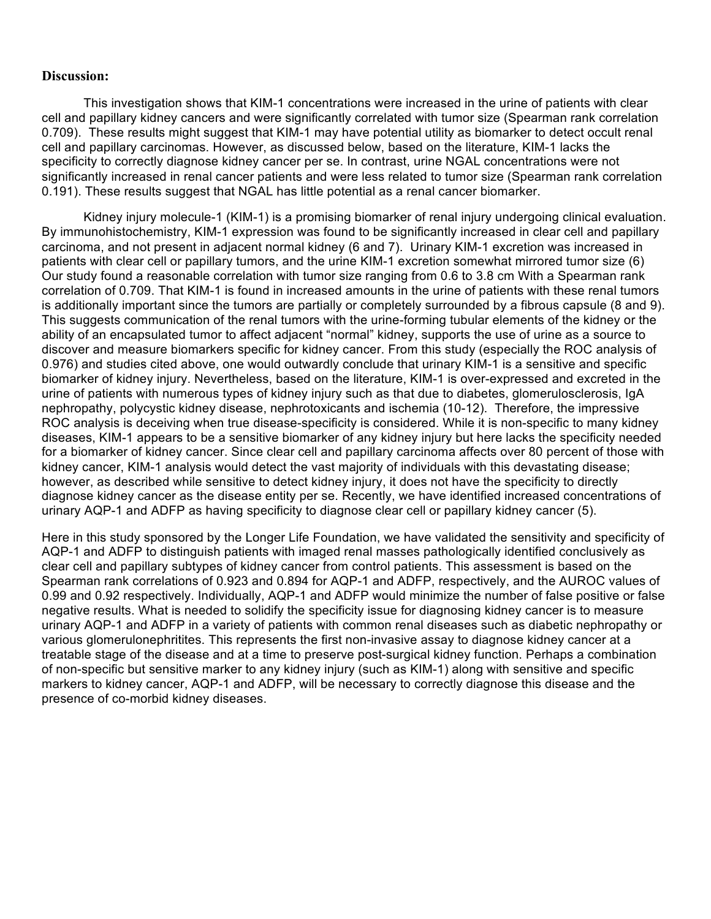**Discussion:**

This investigation shows that KIM-1 concentrations were increased in the urine of patients with clear cell and papillary kidney cancers and were significantly correlated with tumor size (Spearman rank correlation 0.709). These results might suggest that KIM-1 may have potential utility as biomarker to detect occult renal cell and papillary carcinomas. However, as discussed below, based on the literature, KIM-1 lacks the specificity to correctly diagnose kidney cancer per se. In contrast, urine NGAL concentrations were not significantly increased in renal cancer patients and were less related to tumor size (Spearman rank correlation 0.191). These results suggest that NGAL has little potential as a renal cancer biomarker.

Kidney injury molecule-1 (KIM-1) is a promising biomarker of renal injury undergoing clinical evaluation. By immunohistochemistry, KIM-1 expression was found to be significantly increased in clear cell and papillary carcinoma, and not present in adjacent normal kidney (6 and 7). Urinary KIM-1 excretion was increased in patients with clear cell or papillary tumors, and the urine KIM-1 excretion somewhat mirrored tumor size (6) Our study found a reasonable correlation with tumor size ranging from 0.6 to 3.8 cm With a Spearman rank correlation of 0.709. That KIM-1 is found in increased amounts in the urine of patients with these renal tumors is additionally important since the tumors are partially or completely surrounded by a fibrous capsule (8 and 9). This suggests communication of the renal tumors with the urine-forming tubular elements of the kidney or the ability of an encapsulated tumor to affect adjacent "normal" kidney, supports the use of urine as a source to discover and measure biomarkers specific for kidney cancer. From this study (especially the ROC analysis of 0.976) and studies cited above, one would outwardly conclude that urinary KIM-1 is a sensitive and specific biomarker of kidney injury. Nevertheless, based on the literature, KIM-1 is over-expressed and excreted in the urine of patients with numerous types of kidney injury such as that due to diabetes, glomerulosclerosis, IgA nephropathy, polycystic kidney disease, nephrotoxicants and ischemia (10-12). Therefore, the impressive ROC analysis is deceiving when true disease-specificity is considered. While it is non-specific to many kidney diseases, KIM-1 appears to be a sensitive biomarker of any kidney injury but here lacks the specificity needed for a biomarker of kidney cancer. Since clear cell and papillary carcinoma affects over 80 percent of those with kidney cancer, KIM-1 analysis would detect the vast majority of individuals with this devastating disease; however, as described while sensitive to detect kidney injury, it does not have the specificity to directly diagnose kidney cancer as the disease entity per se. Recently, we have identified increased concentrations of urinary AQP-1 and ADFP as having specificity to diagnose clear cell or papillary kidney cancer (5).

Here in this study sponsored by the Longer Life Foundation, we have validated the sensitivity and specificity of AQP-1 and ADFP to distinguish patients with imaged renal masses pathologically identified conclusively as clear cell and papillary subtypes of kidney cancer from control patients. This assessment is based on the Spearman rank correlations of 0.923 and 0.894 for AQP-1 and ADFP, respectively, and the AUROC values of 0.99 and 0.92 respectively. Individually, AQP-1 and ADFP would minimize the number of false positive or false negative results. What is needed to solidify the specificity issue for diagnosing kidney cancer is to measure urinary AQP-1 and ADFP in a variety of patients with common renal diseases such as diabetic nephropathy or various glomerulonephritites. This represents the first non-invasive assay to diagnose kidney cancer at a treatable stage of the disease and at a time to preserve post-surgical kidney function. Perhaps a combination of non-specific but sensitive marker to any kidney injury (such as KIM-1) along with sensitive and specific markers to kidney cancer, AQP-1 and ADFP, will be necessary to correctly diagnose this disease and the presence of co-morbid kidney diseases.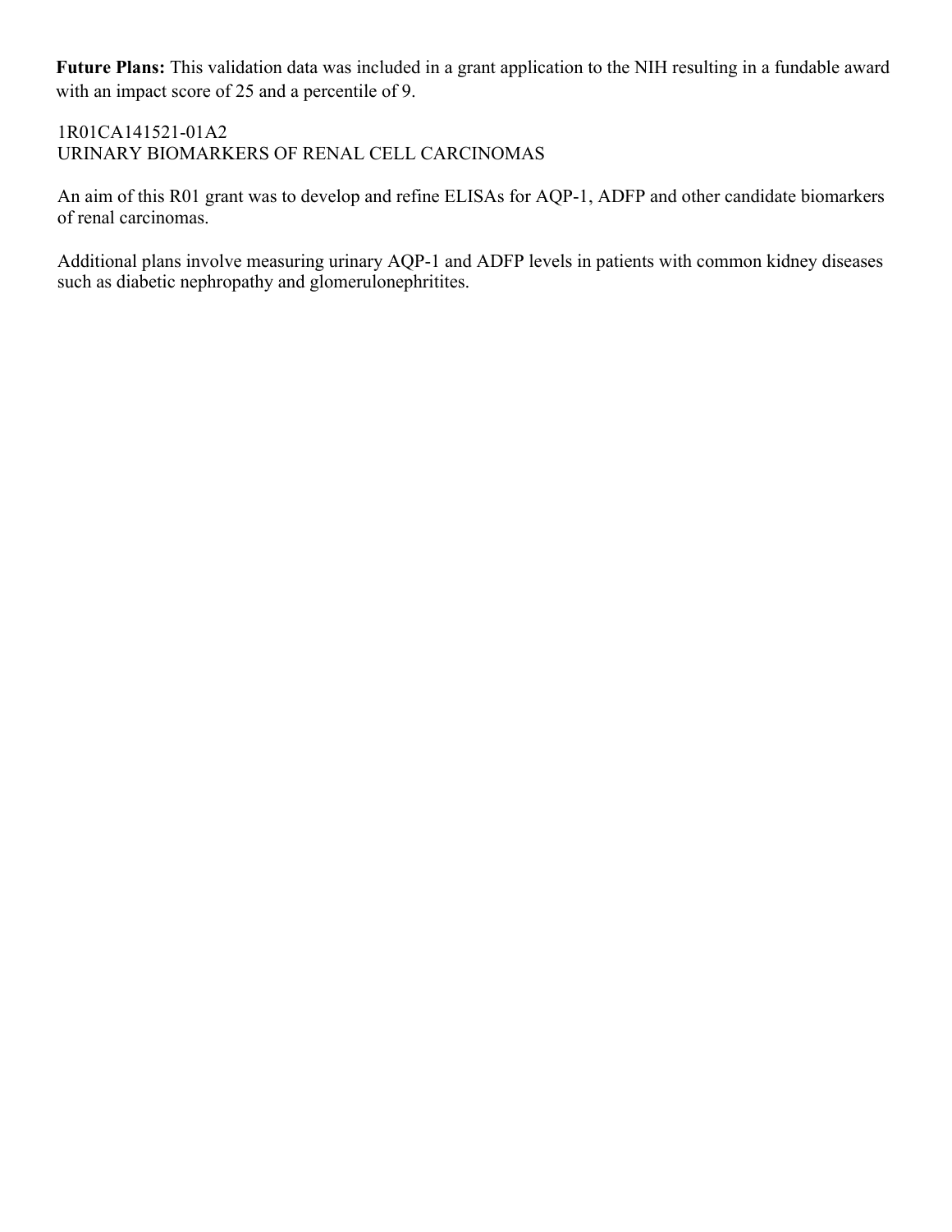**Future Plans:** This validation data was included in a grant application to the NIH resulting in a fundable award with an impact score of 25 and a percentile of 9.

1R01CA141521-01A2
URINARY BIOMARKERS OF RENAL CELL CARCINOMAS

An aim of this R01 grant was to develop and refine ELISAs for AQP-1, ADFP and other candidate biomarkers of renal carcinomas.

Additional plans involve measuring urinary AQP-1 and ADFP levels in patients with common kidney diseases such as diabetic nephropathy and glomerulonephritites.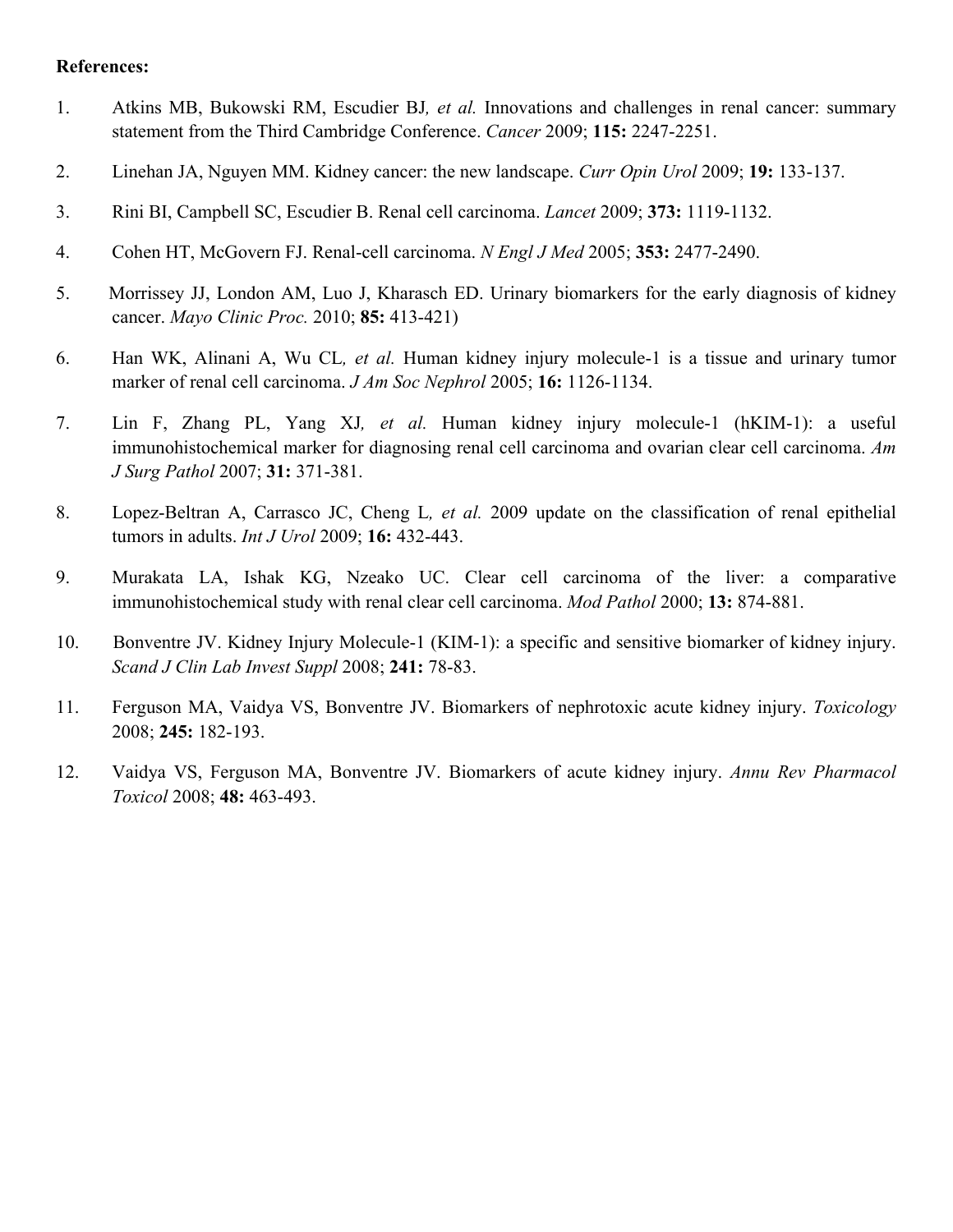**References:**

1. Atkins MB, Bukowski RM, Escudier BJ*, et al.* Innovations and challenges in renal cancer: summary statement from the Third Cambridge Conference. *Cancer* 2009; **115:** 2247-2251.

2. Linehan JA, Nguyen MM. Kidney cancer: the new landscape. *Curr Opin Urol* 2009; **19:** 133-137.

3. Rini BI, Campbell SC, Escudier B. Renal cell carcinoma. *Lancet* 2009; **373:** 1119-1132.

4. Cohen HT, McGovern FJ. Renal-cell carcinoma. *N Engl J Med* 2005; **353:** 2477-2490.

5. Morrissey JJ, London AM, Luo J, Kharasch ED. Urinary biomarkers for the early diagnosis of kidney cancer. *Mayo Clinic Proc.* 2010; **85:** 413-421)

6. Han WK, Alinani A, Wu CL*, et al.* Human kidney injury molecule-1 is a tissue and urinary tumor marker of renal cell carcinoma. *J Am Soc Nephrol* 2005; **16:** 1126-1134.

7. Lin F, Zhang PL, Yang XJ*, et al.* Human kidney injury molecule-1 (hKIM-1): a useful immunohistochemical marker for diagnosing renal cell carcinoma and ovarian clear cell carcinoma. *Am J Surg Pathol* 2007; **31:** 371-381.

8. Lopez-Beltran A, Carrasco JC, Cheng L*, et al.* 2009 update on the classification of renal epithelial tumors in adults. *Int J Urol* 2009; **16:** 432-443.

9. Murakata LA, Ishak KG, Nzeako UC. Clear cell carcinoma of the liver: a comparative immunohistochemical study with renal clear cell carcinoma. *Mod Pathol* 2000; **13:** 874-881.

10. Bonventre JV. Kidney Injury Molecule-1 (KIM-1): a specific and sensitive biomarker of kidney injury. *Scand J Clin Lab Invest Suppl* 2008; **241:** 78-83.

11. Ferguson MA, Vaidya VS, Bonventre JV. Biomarkers of nephrotoxic acute kidney injury. *Toxicology* 2008; **245:** 182-193.

12. Vaidya VS, Ferguson MA, Bonventre JV. Biomarkers of acute kidney injury. *Annu Rev Pharmacol Toxicol* 2008; **48:** 463-493.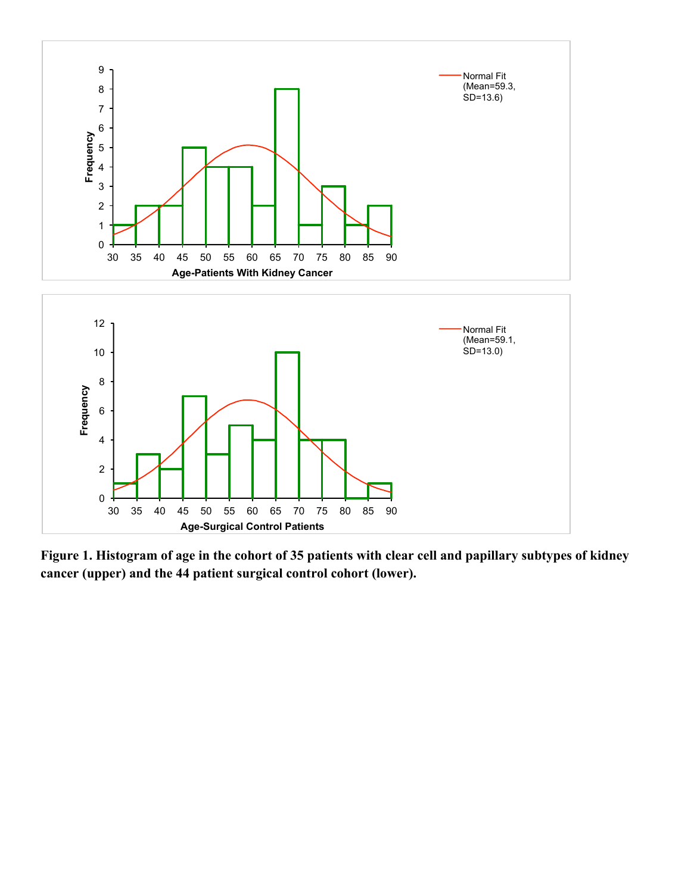**Figure 1. Histogram of age in the cohort of 35 patients with clear cell and papillary subtypes of kidney cancer (upper) and the 44 patient surgical control cohort (lower).**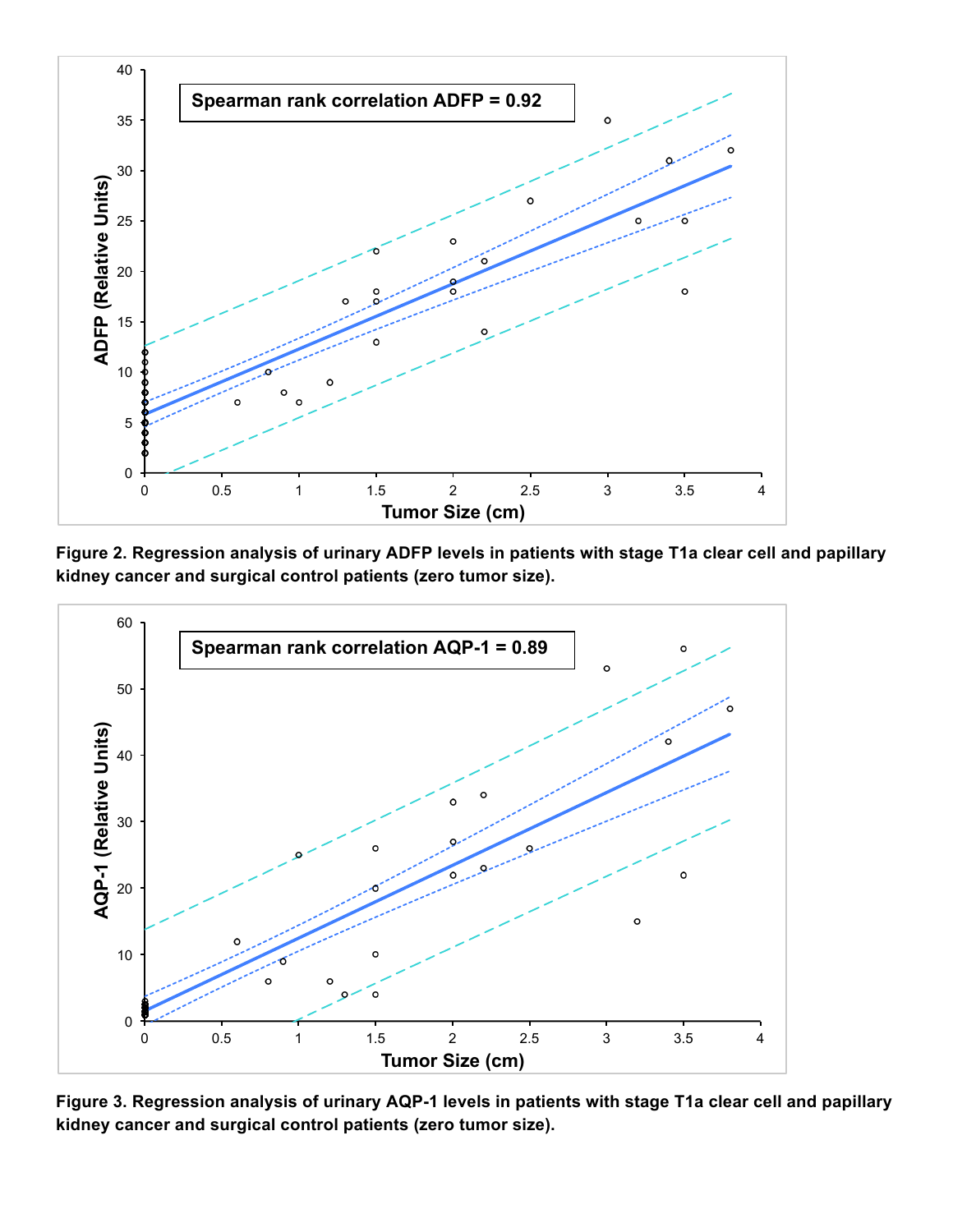Figure 2. Regression analysis of urinary ADFP levels in patients with stage T1a clear cell and papillary kidney cancer and surgical control patients (zero tumor size).

Figure 3. Regression analysis of urinary AQP-1 levels in patients with stage T1a clear cell and papillary kidney cancer and surgical control patients (zero tumor size).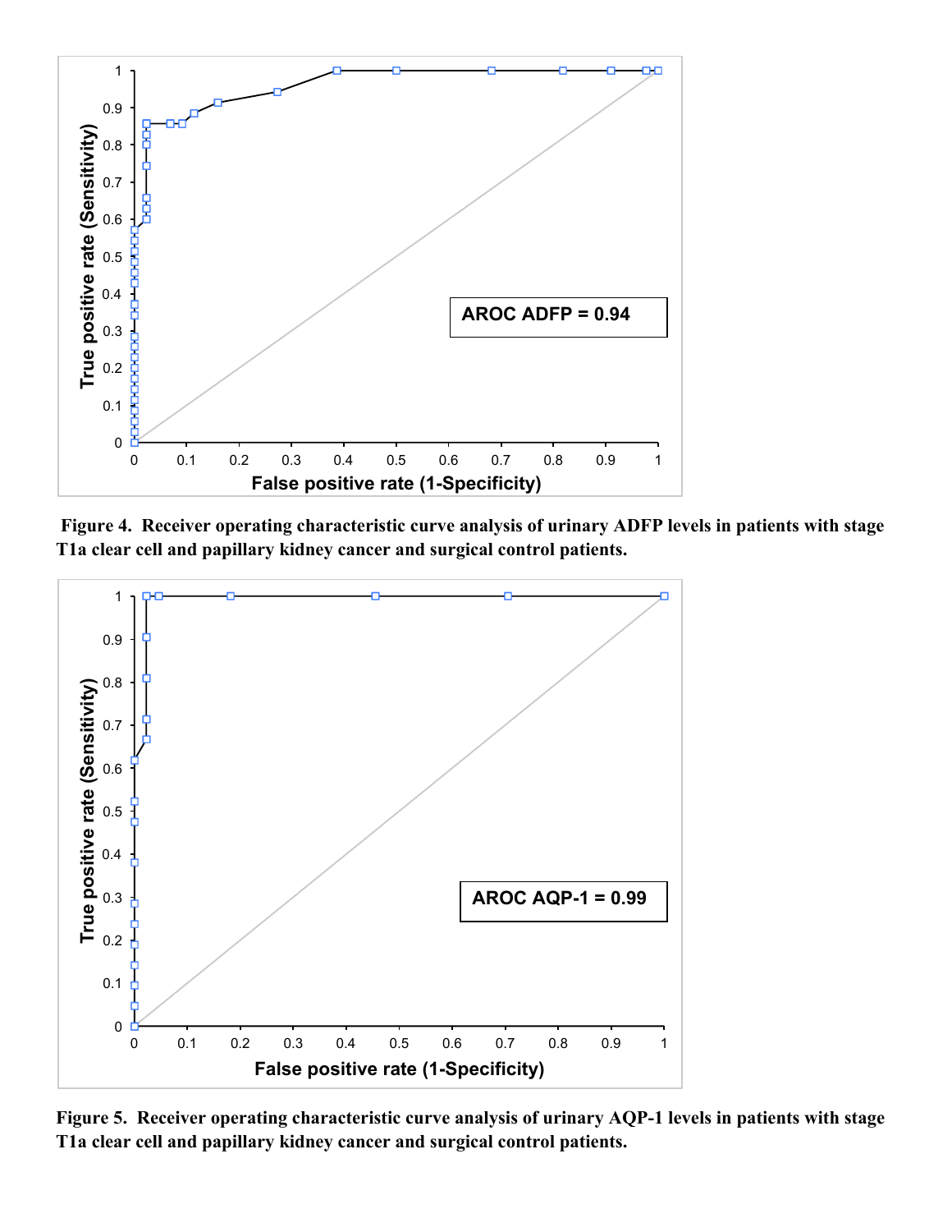1
0.9
0.8
0.7
0.6
0.5
0.4
0.3
0.2
0.1
0
0 0.1 0.2 0.3 0.4 0.5 0.6 0.7 0.8 0.9 1

True positive rate (Sensitivity)

False positive rate (1-Specificity)

AROC ADFP = 0.94

**Figure 4. Receiver operating characteristic curve analysis of urinary ADFP levels in patients with stage T1a clear cell and papillary kidney cancer and surgical control patients.**

1
0.9
0.8
0.7
0.6
0.5
0.4
0.3
0.2
0.1
0
0 0.1 0.2 0.3 0.4 0.5 0.6 0.7 0.8 0.9 1

True positive rate (Sensitivity)

False positive rate (1-Specificity)

AROC AQP-1 = 0.99

**Figure 5. Receiver operating characteristic curve analysis of urinary AQP-1 levels in patients with stage T1a clear cell and papillary kidney cancer and surgical control patients.**